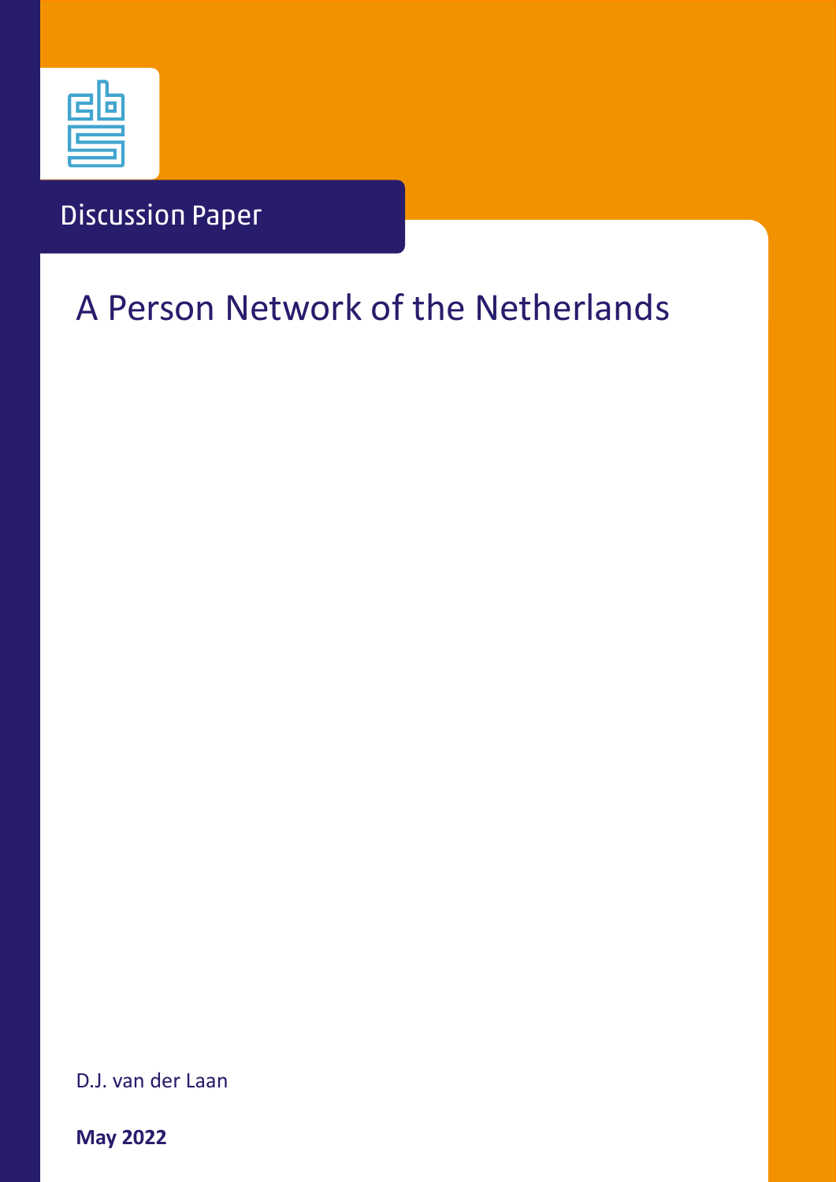Discussion Paper

# A Person Network of the Netherlands

D.J. van der Laan

**May 2022**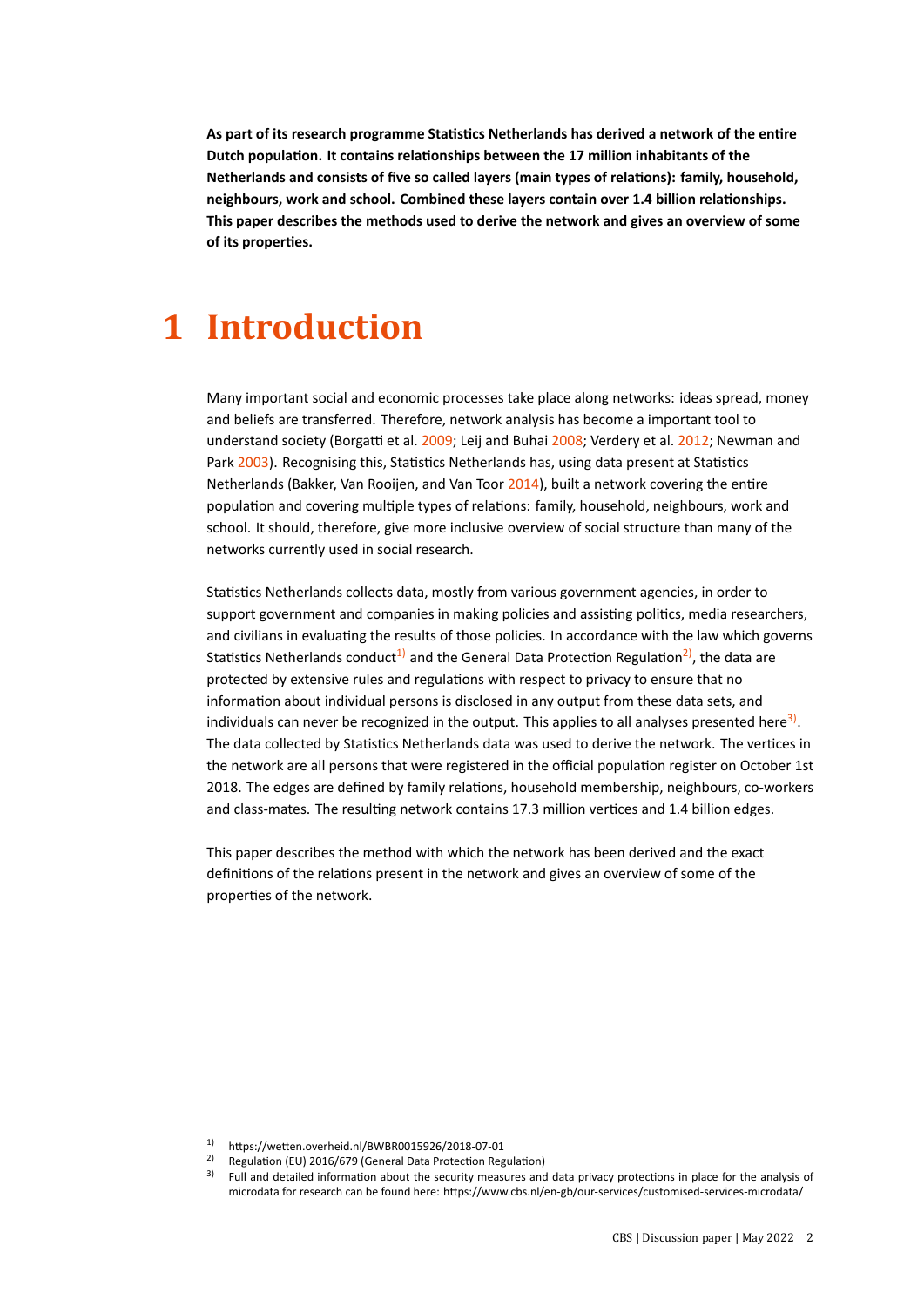**As part of its research programme Statistics Netherlands has derived a network of the entire Dutch population. It contains relationships between the 17 million inhabitants of the Netherlands and consists of five so called layers (main types of relations): family, household, neighbours, work and school. Combined these layers contain over 1.4 billion relationships. This paper describes the methods used to derive the network and gives an overview of some of its properties.**

# 1 Introduction

Many important social and economic processes take place along networks: ideas spread, money and beliefs are transferred. Therefore, network analysis has become a important tool to understand society (Borgatti et al. 2009; Leij and Buhai 2008; Verdery et al. 2012; Newman and Park 2003). Recognising this, Statistics Netherlands has, using data present at Statistics Netherlands (Bakker, Van Rooijen, and Van Toor 2014), built a network covering the entire population and covering multiple types of relations: family, household, neighbours, work and school. It should, therefore, give more inclusive overview of social structure than many of the networks currently used in social research.

Statistics Netherlands collects data, mostly from various government agencies, in order to support government and companies in making policies and assisting politics, media researchers, and civilians in evaluating the results of those policies. In accordance with the law which governs Statistics Netherlands conduct[1] and the General Data Protection Regulation[2], the data are protected by extensive rules and regulations with respect to privacy to ensure that no information about individual persons is disclosed in any output from these data sets, and individuals can never be recognized in the output. This applies to all analyses presented here[3]. The data collected by Statistics Netherlands data was used to derive the network. The vertices in the network are all persons that were registered in the official population register on October 1st 2018. The edges are defined by family relations, household membership, neighbours, co-workers and class-mates. The resulting network contains 17.3 million vertices and 1.4 billion edges.

This paper describes the method with which the network has been derived and the exact definitions of the relations present in the network and gives an overview of some of the properties of the network.

[1] https://wetten.overheid.nl/BWBR0015926/2018-07-01

[2] Regulation (EU) 2016/679 (General Data Protection Regulation)

[3] Full and detailed information about the security measures and data privacy protections in place for the analysis of microdata for research can be found here: https://www.cbs.nl/en-gb/our-services/customised-services-microdata/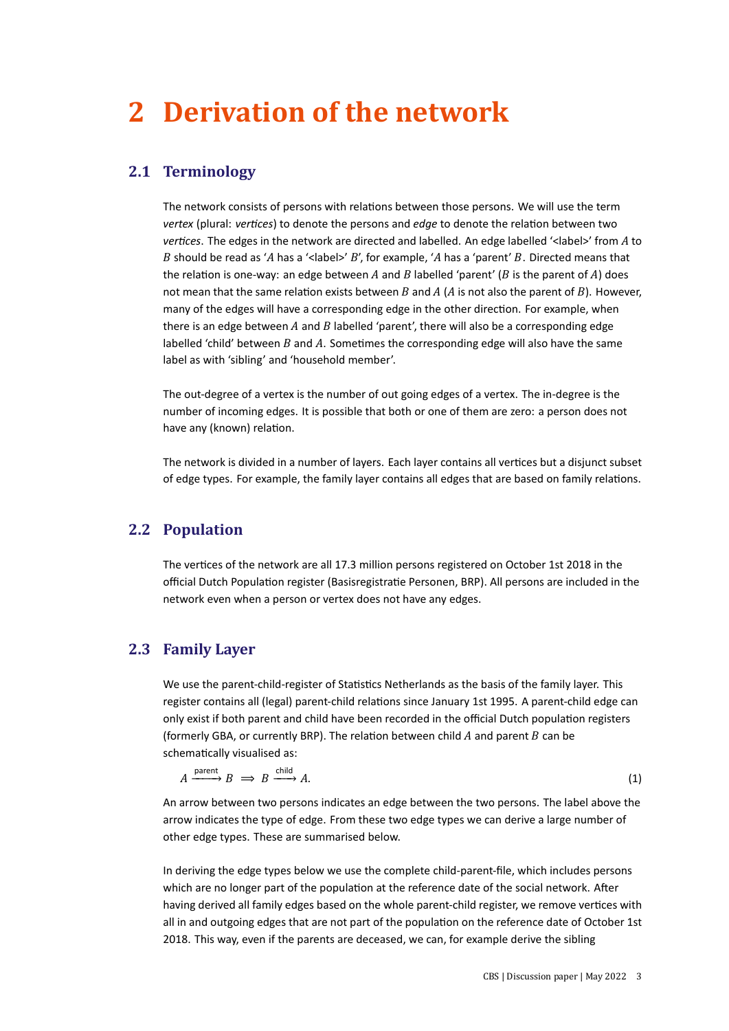# 2 Derivation of the network

## 2.1 Terminology

The network consists of persons with relations between those persons. We will use the term *vertex* (plural: *vertices*) to denote the persons and *edge* to denote the relation between two *vertices*. The edges in the network are directed and labelled. An edge labelled '<label>' from $A$ to $B$ should be read as '$A$ has a '<label>' $B$', for example, '$A$ has a 'parent' $B$. Directed means that the relation is one-way: an edge between $A$ and $B$ labelled 'parent' ($B$ is the parent of $A$) does not mean that the same relation exists between $B$ and $A$ ($A$ is not also the parent of $B$). However, many of the edges will have a corresponding edge in the other direction. For example, when there is an edge between $A$ and $B$ labelled 'parent', there will also be a corresponding edge labelled 'child' between $B$ and $A$. Sometimes the corresponding edge will also have the same label as with 'sibling' and 'household member'.

The out-degree of a vertex is the number of out going edges of a vertex. The in-degree is the number of incoming edges. It is possible that both or one of them are zero: a person does not have any (known) relation.

The network is divided in a number of layers. Each layer contains all vertices but a disjunct subset of edge types. For example, the family layer contains all edges that are based on family relations.

## 2.2 Population

The vertices of the network are all 17.3 million persons registered on October 1st 2018 in the official Dutch Population register (Basisregistratie Personen, BRP). All persons are included in the network even when a person or vertex does not have any edges.

## 2.3 Family Layer

We use the parent-child-register of Statistics Netherlands as the basis of the family layer. This register contains all (legal) parent-child relations since January 1st 1995. A parent-child edge can only exist if both parent and child have been recorded in the official Dutch population registers (formerly GBA, or currently BRP). The relation between child $A$ and parent $B$ can be schematically visualised as:

$$A \xrightarrow{\text{parent}} B \implies B \xrightarrow{\text{child}} A. \tag{1}$$

An arrow between two persons indicates an edge between the two persons. The label above the arrow indicates the type of edge. From these two edge types we can derive a large number of other edge types. These are summarised below.

In deriving the edge types below we use the complete child-parent-file, which includes persons which are no longer part of the population at the reference date of the social network. After having derived all family edges based on the whole parent-child register, we remove vertices with all in and outgoing edges that are not part of the population on the reference date of October 1st 2018. This way, even if the parents are deceased, we can, for example derive the sibling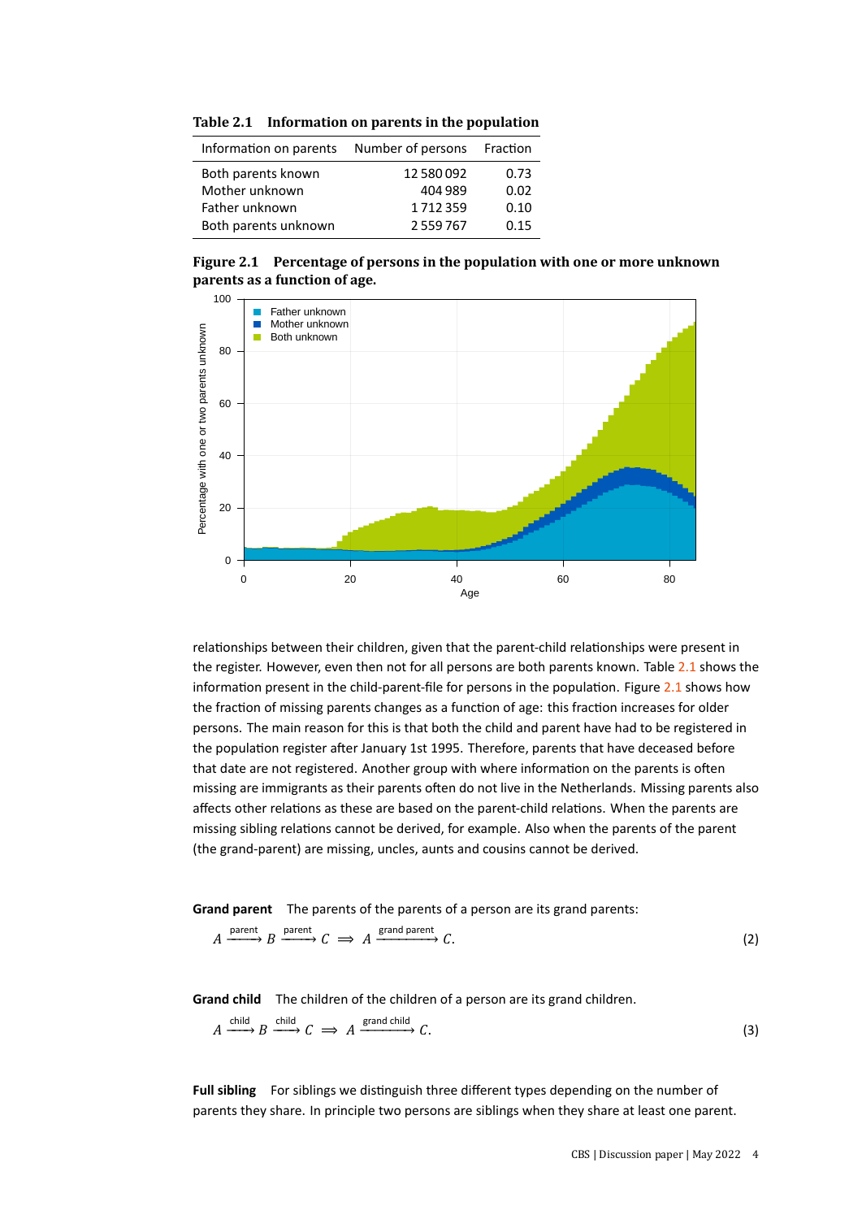**Table 2.1 Information on parents in the population**

| Information on parents | Number of persons | Fraction |
|---|---|---|
| Both parents known | 12 580 092 | 0.73 |
| Mother unknown | 404 989 | 0.02 |
| Father unknown | 1 712 359 | 0.10 |
| Both parents unknown | 2 559 767 | 0.15 |

**Figure 2.1 Percentage of persons in the population with one or more unknown parents as a function of age.**

relationships between their children, given that the parent-child relationships were present in the register. However, even then not for all persons are both parents known. Table 2.1 shows the information present in the child-parent-file for persons in the population. Figure 2.1 shows how the fraction of missing parents changes as a function of age: this fraction increases for older persons. The main reason for this is that both the child and parent have had to be registered in the population register after January 1st 1995. Therefore, parents that have deceased before that date are not registered. Another group with where information on the parents is often missing are immigrants as their parents often do not live in the Netherlands. Missing parents also affects other relations as these are based on the parent-child relations. When the parents are missing sibling relations cannot be derived, for example. Also when the parents of the parent (the grand-parent) are missing, uncles, aunts and cousins cannot be derived.

**Grand parent** The parents of the parents of a person are its grand parents:

$$A \xrightarrow{\text{parent}} B \xrightarrow{\text{parent}} C \implies A \xrightarrow{\text{grand parent}} C. \tag{2}$$

**Grand child** The children of the children of a person are its grand children.

$$A \xrightarrow{\text{child}} B \xrightarrow{\text{child}} C \implies A \xrightarrow{\text{grand child}} C. \tag{3}$$

**Full sibling** For siblings we distinguish three different types depending on the number of parents they share. In principle two persons are siblings when they share at least one parent.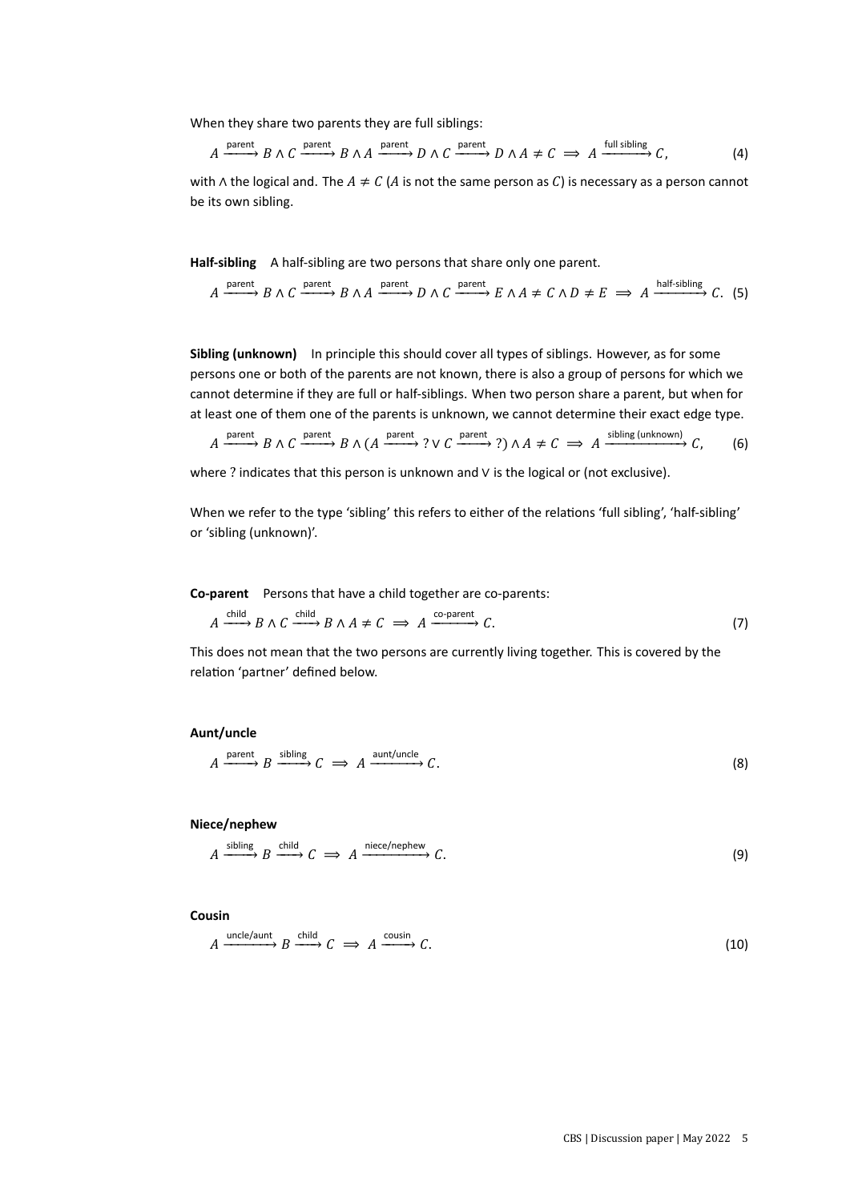When they share two parents they are full siblings:

$$A \xrightarrow{\text{parent}} B \wedge C \xrightarrow{\text{parent}} B \wedge A \xrightarrow{\text{parent}} D \wedge C \xrightarrow{\text{parent}} D \wedge A \neq C \implies A \xrightarrow{\text{full sibling}} C, \tag{4}$$

with $\wedge$ the logical and. The $A \neq C$ ($A$ is not the same person as $C$) is necessary as a person cannot be its own sibling.

**Half-sibling** A half-sibling are two persons that share only one parent.

$$A \xrightarrow{\text{parent}} B \wedge C \xrightarrow{\text{parent}} B \wedge A \xrightarrow{\text{parent}} D \wedge C \xrightarrow{\text{parent}} E \wedge A \neq C \wedge D \neq E \implies A \xrightarrow{\text{half-sibling}} C. \tag{5}$$

**Sibling (unknown)** In principle this should cover all types of siblings. However, as for some persons one or both of the parents are not known, there is also a group of persons for which we cannot determine if they are full or half-siblings. When two person share a parent, but when for at least one of them one of the parents is unknown, we cannot determine their exact edge type.

$$A \xrightarrow{\text{parent}} B \wedge C \xrightarrow{\text{parent}} B \wedge (A \xrightarrow{\text{parent}} ? \vee C \xrightarrow{\text{parent}} ?) \wedge A \neq C \implies A \xrightarrow{\text{sibling (unknown)}} C, \tag{6}$$

where ? indicates that this person is unknown and $\vee$ is the logical or (not exclusive).

When we refer to the type 'sibling' this refers to either of the relations 'full sibling', 'half-sibling' or 'sibling (unknown)'.

**Co-parent** Persons that have a child together are co-parents:

$$A \xrightarrow{\text{child}} B \wedge C \xrightarrow{\text{child}} B \wedge A \neq C \implies A \xrightarrow{\text{co-parent}} C. \tag{7}$$

This does not mean that the two persons are currently living together. This is covered by the relation 'partner' defined below.

**Aunt/uncle**

$$A \xrightarrow{\text{parent}} B \xrightarrow{\text{sibling}} C \implies A \xrightarrow{\text{aunt/uncle}} C. \tag{8}$$

**Niece/nephew**

$$A \xrightarrow{\text{sibling}} B \xrightarrow{\text{child}} C \implies A \xrightarrow{\text{niece/nephew}} C. \tag{9}$$

**Cousin**

$$A \xrightarrow{\text{uncle/aunt}} B \xrightarrow{\text{child}} C \implies A \xrightarrow{\text{cousin}} C. \tag{10}$$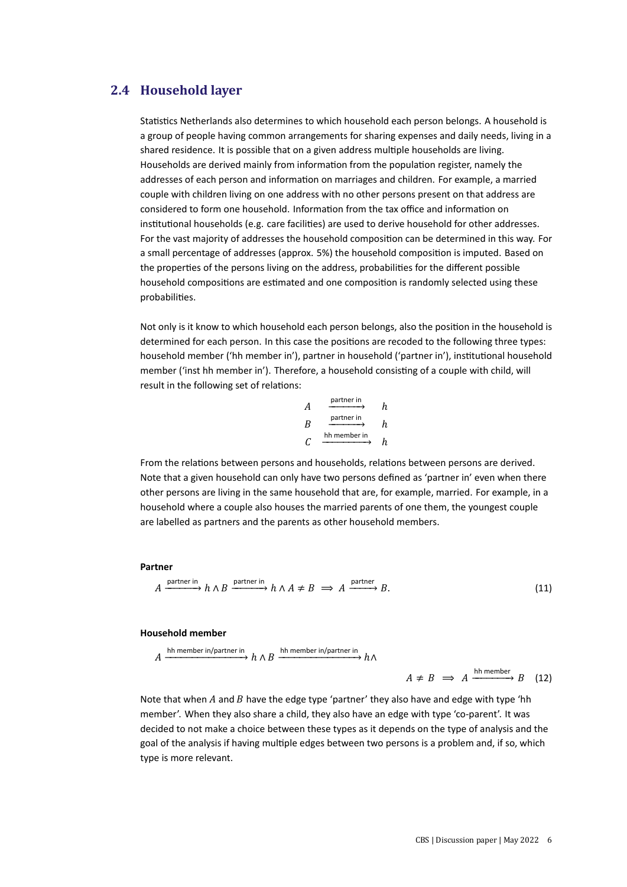## 2.4 Household layer

Statistics Netherlands also determines to which household each person belongs. A household is a group of people having common arrangements for sharing expenses and daily needs, living in a shared residence. It is possible that on a given address multiple households are living. Households are derived mainly from information from the population register, namely the addresses of each person and information on marriages and children. For example, a married couple with children living on one address with no other persons present on that address are considered to form one household. Information from the tax office and information on institutional households (e.g. care facilities) are used to derive household for other addresses. For the vast majority of addresses the household composition can be determined in this way. For a small percentage of addresses (approx. 5%) the household composition is imputed. Based on the properties of the persons living on the address, probabilities for the different possible household compositions are estimated and one composition is randomly selected using these probabilities.

Not only is it know to which household each person belongs, also the position in the household is determined for each person. In this case the positions are recoded to the following three types: household member ('hh member in'), partner in household ('partner in'), institutional household member ('inst hh member in'). Therefore, a household consisting of a couple with child, will result in the following set of relations:

$$
\begin{aligned}
A &\xrightarrow{\text{partner in}} h \\
B &\xrightarrow{\text{partner in}} h \\
C &\xrightarrow{\text{hh member in}} h
\end{aligned}
$$

From the relations between persons and households, relations between persons are derived. Note that a given household can only have two persons defined as 'partner in' even when there other persons are living in the same household that are, for example, married. For example, in a household where a couple also houses the married parents of one them, the youngest couple are labelled as partners and the parents as other household members.

**Partner**

$$
A \xrightarrow{\text{partner in}} h \land B \xrightarrow{\text{partner in}} h \land A \neq B \implies A \xrightarrow{\text{partner}} B. \tag{11}
$$

**Household member**

$$
A \xrightarrow{\text{hh member in/partner in}} h \land B \xrightarrow{\text{hh member in/partner in}} h \land A \neq B \implies A \xrightarrow{\text{hh member}} B \tag{12}
$$

Note that when $A$ and $B$ have the edge type 'partner' they also have and edge with type 'hh member'. When they also share a child, they also have an edge with type 'co-parent'. It was decided to not make a choice between these types as it depends on the type of analysis and the goal of the analysis if having multiple edges between two persons is a problem and, if so, which type is more relevant.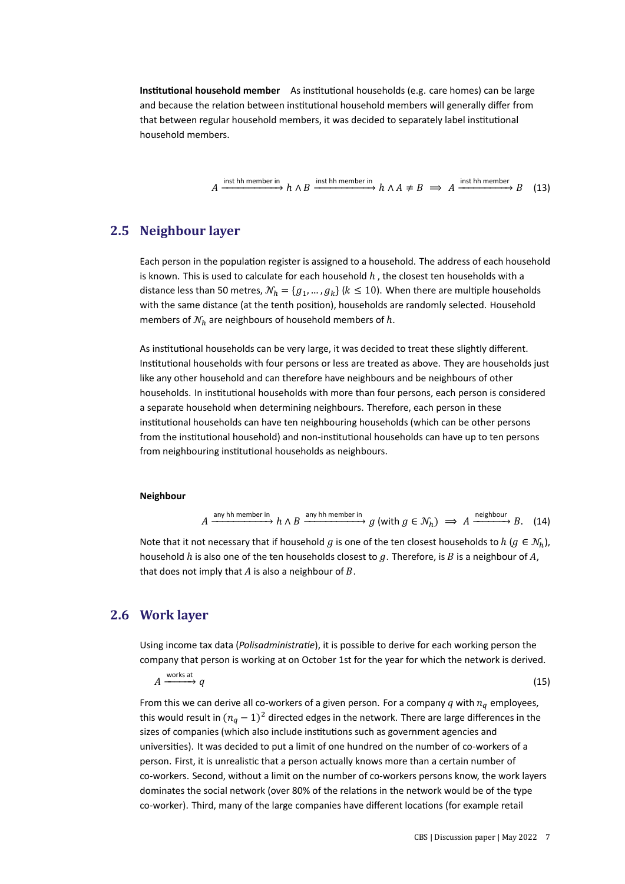**Institutional household member** As institutional households (e.g. care homes) can be large and because the relation between institutional household members will generally differ from that between regular household members, it was decided to separately label institutional household members.

$$A \xrightarrow{\text{inst hh member in}} h \wedge B \xrightarrow{\text{inst hh member in}} h \wedge A \neq B \implies A \xrightarrow{\text{inst hh member}} B \quad (13)$$

## 2.5 Neighbour layer

Each person in the population register is assigned to a household. The address of each household is known. This is used to calculate for each household $h$ , the closest ten households with a distance less than 50 metres, $\mathcal{N}_h = \{g_1, \ldots, g_k\}$ ($k \leq 10$). When there are multiple households with the same distance (at the tenth position), households are randomly selected. Household members of $\mathcal{N}_h$ are neighbours of household members of $h$.

As institutional households can be very large, it was decided to treat these slightly different. Institutional households with four persons or less are treated as above. They are households just like any other household and can therefore have neighbours and be neighbours of other households. In institutional households with more than four persons, each person is considered a separate household when determining neighbours. Therefore, each person in these institutional households can have ten neighbouring households (which can be other persons from the institutional household) and non-institutional households can have up to ten persons from neighbouring institutional households as neighbours.

**Neighbour**

$$A \xrightarrow{\text{any hh member in}} h \wedge B \xrightarrow{\text{any hh member in}} g \text{ (with } g \in \mathcal{N}_h) \implies A \xrightarrow{\text{neighbour}} B. \quad (14)$$

Note that it not necessary that if household $g$ is one of the ten closest households to $h$ ($g \in \mathcal{N}_h$), household $h$ is also one of the ten households closest to $g$. Therefore, is $B$ is a neighbour of $A$, that does not imply that $A$ is also a neighbour of $B$.

## 2.6 Work layer

Using income tax data (*Polisadministratie*), it is possible to derive for each working person the company that person is working at on October 1st for the year for which the network is derived.

$$A \xrightarrow{\text{works at}} q \quad (15)$$

From this we can derive all co-workers of a given person. For a company $q$ with $n_q$ employees, this would result in $(n_q - 1)^2$ directed edges in the network. There are large differences in the sizes of companies (which also include institutions such as government agencies and universities). It was decided to put a limit of one hundred on the number of co-workers of a person. First, it is unrealistic that a person actually knows more than a certain number of co-workers. Second, without a limit on the number of co-workers persons know, the work layers dominates the social network (over 80% of the relations in the network would be of the type co-worker). Third, many of the large companies have different locations (for example retail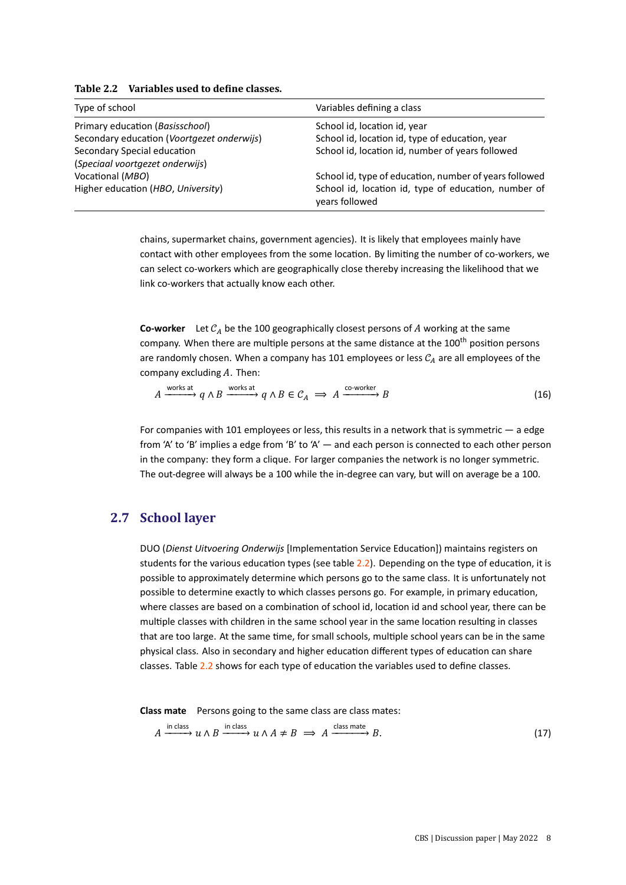**Table 2.2 Variables used to define classes.**

| Type of school | Variables defining a class |
|---|---|
| Primary education (*Basisschool*) | School id, location id, year |
| Secondary education (*Voortgezet onderwijs*) | School id, location id, type of education, year |
| Secondary Special education (*Speciaal voortgezet onderwijs*) | School id, location id, number of years followed |
| Vocational (*MBO*) | School id, type of education, number of years followed |
| Higher education (*HBO*, *University*) | School id, location id, type of education, number of years followed |

chains, supermarket chains, government agencies). It is likely that employees mainly have contact with other employees from the some location. By limiting the number of co-workers, we can select co-workers which are geographically close thereby increasing the likelihood that we link co-workers that actually know each other.

**Co-worker** Let $\mathcal{C}_A$ be the 100 geographically closest persons of $A$ working at the same company. When there are multiple persons at the same distance at the 100<sup>th</sup> position persons are randomly chosen. When a company has 101 employees or less $\mathcal{C}_A$ are all employees of the company excluding $A$. Then:

$$A \xrightarrow{\text{works at}} q \land B \xrightarrow{\text{works at}} q \land B \in \mathcal{C}_A \implies A \xrightarrow{\text{co-worker}} B \tag{16}$$

For companies with 101 employees or less, this results in a network that is symmetric — a edge from 'A' to 'B' implies a edge from 'B' to 'A' — and each person is connected to each other person in the company: they form a clique. For larger companies the network is no longer symmetric. The out-degree will always be a 100 while the in-degree can vary, but will on average be a 100.

## 2.7 School layer

DUO (*Dienst Uitvoering Onderwijs* [Implementation Service Education]) maintains registers on students for the various education types (see table 2.2). Depending on the type of education, it is possible to approximately determine which persons go to the same class. It is unfortunately not possible to determine exactly to which classes persons go. For example, in primary education, where classes are based on a combination of school id, location id and school year, there can be multiple classes with children in the same school year in the same location resulting in classes that are too large. At the same time, for small schools, multiple school years can be in the same physical class. Also in secondary and higher education different types of education can share classes. Table 2.2 shows for each type of education the variables used to define classes.

**Class mate** Persons going to the same class are class mates:

$$A \xrightarrow{\text{in class}} u \land B \xrightarrow{\text{in class}} u \land A \neq B \implies A \xrightarrow{\text{class mate}} B. \tag{17}$$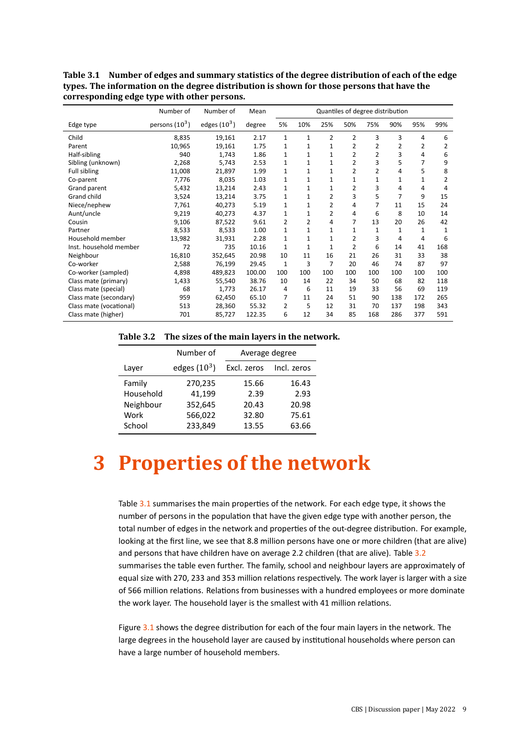**Table 3.1 Number of edges and summary statistics of the degree distribution of each of the edge types. The information on the degree distribution is shown for those persons that have the corresponding edge type with other persons.**

| | Number of | Number of | Mean | Quantiles of degree distribution | | | | | | | |
|---|---|---|---|---|---|---|---|---|---|---|---|
| Edge type | persons ($10^3$) | edges ($10^3$) | degree | 5% | 10% | 25% | 50% | 75% | 90% | 95% | 99% |
| Child | 8,835 | 19,161 | 2.17 | 1 | 1 | 2 | 2 | 3 | 3 | 4 | 6 |
| Parent | 10,965 | 19,161 | 1.75 | 1 | 1 | 1 | 2 | 2 | 2 | 2 | 2 |
| Half-sibling | 940 | 1,743 | 1.86 | 1 | 1 | 1 | 2 | 2 | 3 | 4 | 6 |
| Sibling (unknown) | 2,268 | 5,743 | 2.53 | 1 | 1 | 1 | 2 | 3 | 5 | 7 | 9 |
| Full sibling | 11,008 | 21,897 | 1.99 | 1 | 1 | 1 | 2 | 2 | 4 | 5 | 8 |
| Co-parent | 7,776 | 8,035 | 1.03 | 1 | 1 | 1 | 1 | 1 | 1 | 1 | 2 |
| Grand parent | 5,432 | 13,214 | 2.43 | 1 | 1 | 1 | 2 | 3 | 4 | 4 | 4 |
| Grand child | 3,524 | 13,214 | 3.75 | 1 | 1 | 2 | 3 | 5 | 7 | 9 | 15 |
| Niece/nephew | 7,761 | 40,273 | 5.19 | 1 | 1 | 2 | 4 | 7 | 11 | 15 | 24 |
| Aunt/uncle | 9,219 | 40,273 | 4.37 | 1 | 1 | 2 | 4 | 6 | 8 | 10 | 14 |
| Cousin | 9,106 | 87,522 | 9.61 | 2 | 2 | 4 | 7 | 13 | 20 | 26 | 42 |
| Partner | 8,533 | 8,533 | 1.00 | 1 | 1 | 1 | 1 | 1 | 1 | 1 | 1 |
| Household member | 13,982 | 31,931 | 2.28 | 1 | 1 | 1 | 2 | 3 | 4 | 4 | 6 |
| Inst. household member | 72 | 735 | 10.16 | 1 | 1 | 1 | 2 | 6 | 14 | 41 | 168 |
| Neighbour | 16,810 | 352,645 | 20.98 | 10 | 11 | 16 | 21 | 26 | 31 | 33 | 38 |
| Co-worker | 2,588 | 76,199 | 29.45 | 1 | 3 | 7 | 20 | 46 | 74 | 87 | 97 |
| Co-worker (sampled) | 4,898 | 489,823 | 100.00 | 100 | 100 | 100 | 100 | 100 | 100 | 100 | 100 |
| Class mate (primary) | 1,433 | 55,540 | 38.76 | 10 | 14 | 22 | 34 | 50 | 68 | 82 | 118 |
| Class mate (special) | 68 | 1,773 | 26.17 | 4 | 6 | 11 | 19 | 33 | 56 | 69 | 119 |
| Class mate (secondary) | 959 | 62,450 | 65.10 | 7 | 11 | 24 | 51 | 90 | 138 | 172 | 265 |
| Class mate (vocational) | 513 | 28,360 | 55.32 | 2 | 5 | 12 | 31 | 70 | 137 | 198 | 343 |
| Class mate (higher) | 701 | 85,727 | 122.35 | 6 | 12 | 34 | 85 | 168 | 286 | 377 | 591 |

**Table 3.2 The sizes of the main layers in the network.**

| | Number of | Average degree | |
|---|---|---|---|
| Layer | edges ($10^3$) | Excl. zeros | Incl. zeros |
| Family | 270,235 | 15.66 | 16.43 |
| Household | 41,199 | 2.39 | 2.93 |
| Neighbour | 352,645 | 20.43 | 20.98 |
| Work | 566,022 | 32.80 | 75.61 |
| School | 233,849 | 13.55 | 63.66 |

# 3 Properties of the network

Table 3.1 summarises the main properties of the network. For each edge type, it shows the number of persons in the population that have the given edge type with another person, the total number of edges in the network and properties of the out-degree distribution. For example, looking at the first line, we see that 8.8 million persons have one or more children (that are alive) and persons that have children have on average 2.2 children (that are alive). Table 3.2 summarises the table even further. The family, school and neighbour layers are approximately of equal size with 270, 233 and 353 million relations respectively. The work layer is larger with a size of 566 million relations. Relations from businesses with a hundred employees or more dominate the work layer. The household layer is the smallest with 41 million relations.

Figure 3.1 shows the degree distribution for each of the four main layers in the network. The large degrees in the household layer are caused by institutional households where person can have a large number of household members.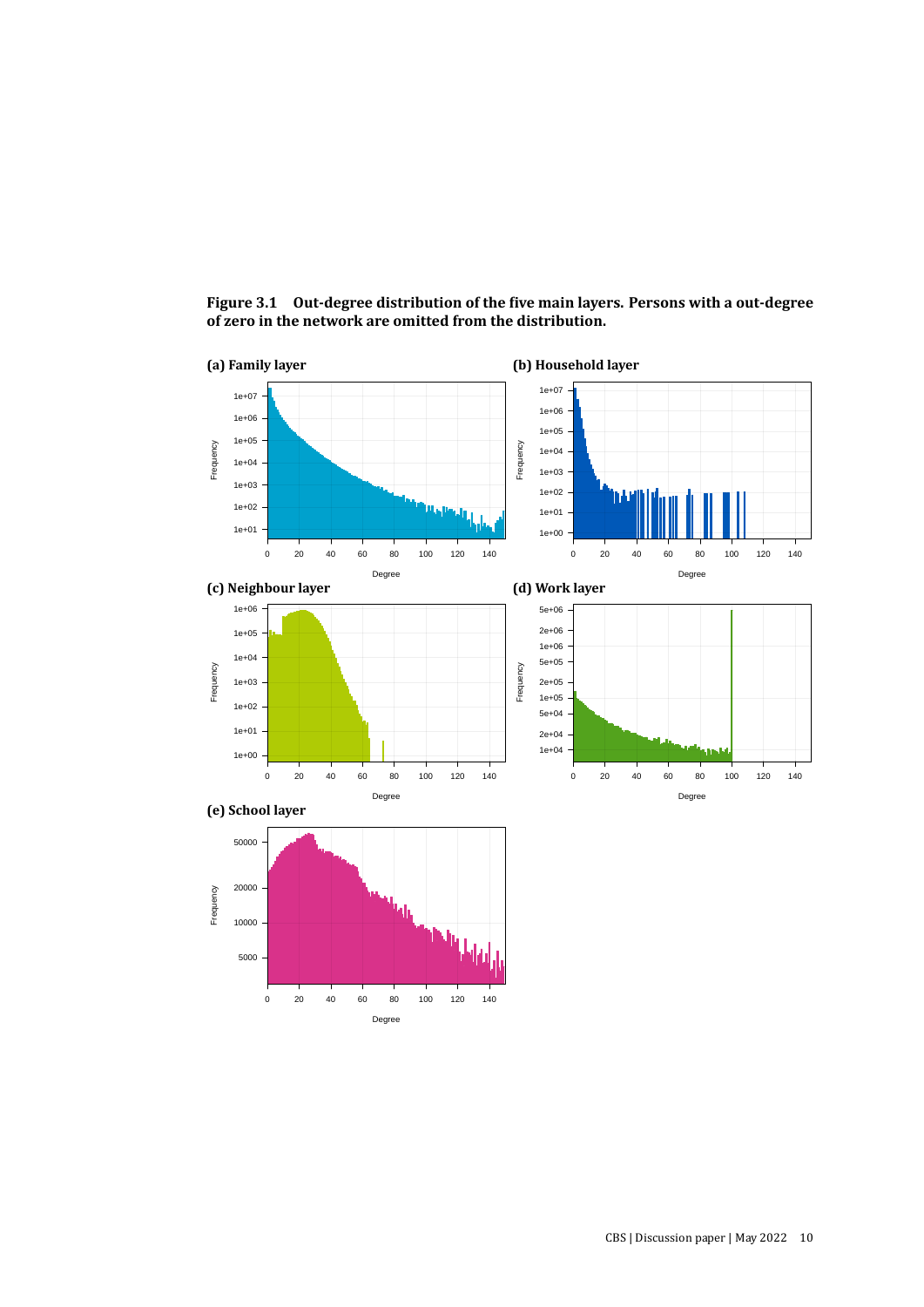**Figure 3.1 Out-degree distribution of the five main layers. Persons with a out-degree of zero in the network are omitted from the distribution.**

**(a) Family layer**

**(b) Household layer**

**(c) Neighbour layer**

**(d) Work layer**

**(e) School layer**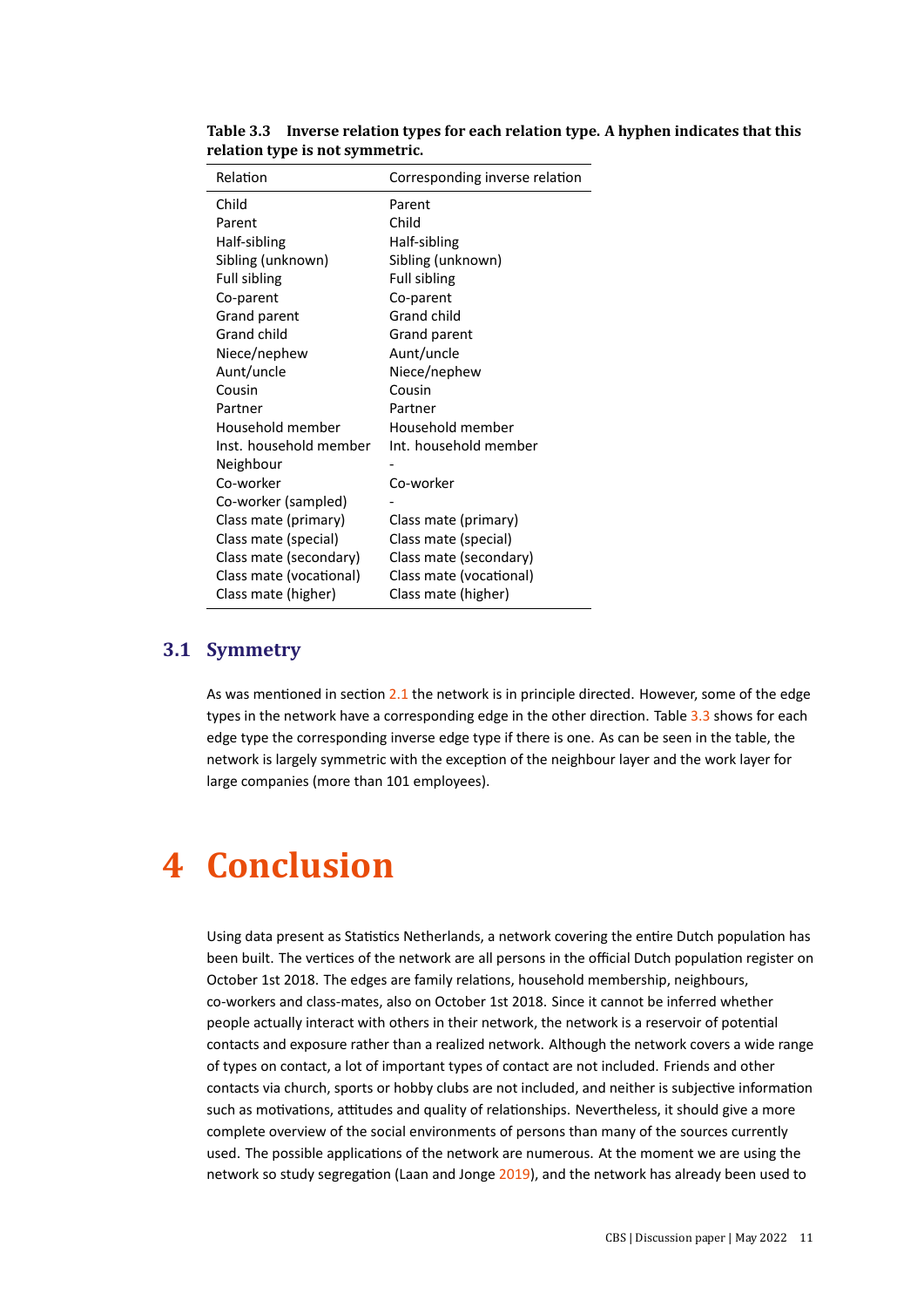**Table 3.3 Inverse relation types for each relation type. A hyphen indicates that this relation type is not symmetric.**

| Relation | Corresponding inverse relation |
|---|---|
| Child | Parent |
| Parent | Child |
| Half-sibling | Half-sibling |
| Sibling (unknown) | Sibling (unknown) |
| Full sibling | Full sibling |
| Co-parent | Co-parent |
| Grand parent | Grand child |
| Grand child | Grand parent |
| Niece/nephew | Aunt/uncle |
| Aunt/uncle | Niece/nephew |
| Cousin | Cousin |
| Partner | Partner |
| Household member | Household member |
| Inst. household member | Int. household member |
| Neighbour | - |
| Co-worker | Co-worker |
| Co-worker (sampled) | - |
| Class mate (primary) | Class mate (primary) |
| Class mate (special) | Class mate (special) |
| Class mate (secondary) | Class mate (secondary) |
| Class mate (vocational) | Class mate (vocational) |
| Class mate (higher) | Class mate (higher) |

## 3.1 Symmetry

As was mentioned in section 2.1 the network is in principle directed. However, some of the edge types in the network have a corresponding edge in the other direction. Table 3.3 shows for each edge type the corresponding inverse edge type if there is one. As can be seen in the table, the network is largely symmetric with the exception of the neighbour layer and the work layer for large companies (more than 101 employees).

# 4 Conclusion

Using data present as Statistics Netherlands, a network covering the entire Dutch population has been built. The vertices of the network are all persons in the official Dutch population register on October 1st 2018. The edges are family relations, household membership, neighbours, co-workers and class-mates, also on October 1st 2018. Since it cannot be inferred whether people actually interact with others in their network, the network is a reservoir of potential contacts and exposure rather than a realized network. Although the network covers a wide range of types on contact, a lot of important types of contact are not included. Friends and other contacts via church, sports or hobby clubs are not included, and neither is subjective information such as motivations, attitudes and quality of relationships. Nevertheless, it should give a more complete overview of the social environments of persons than many of the sources currently used. The possible applications of the network are numerous. At the moment we are using the network so study segregation (Laan and Jonge 2019), and the network has already been used to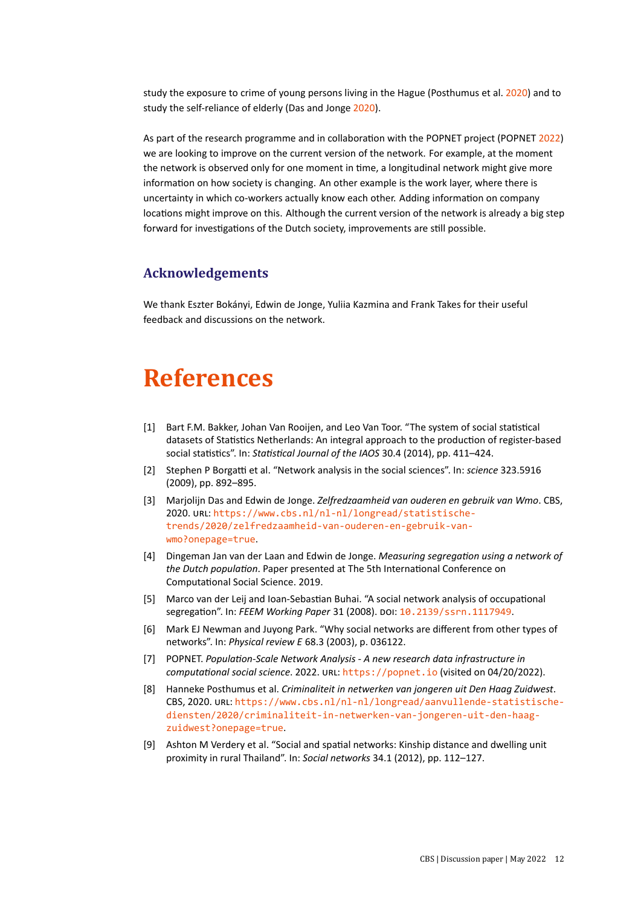study the exposure to crime of young persons living in the Hague (Posthumus et al. 2020) and to study the self-reliance of elderly (Das and Jonge 2020).

As part of the research programme and in collaboration with the POPNET project (POPNET 2022) we are looking to improve on the current version of the network. For example, at the moment the network is observed only for one moment in time, a longitudinal network might give more information on how society is changing. An other example is the work layer, where there is uncertainty in which co-workers actually know each other. Adding information on company locations might improve on this. Although the current version of the network is already a big step forward for investigations of the Dutch society, improvements are still possible.

## Acknowledgements

We thank Eszter Bokányi, Edwin de Jonge, Yuliia Kazmina and Frank Takes for their useful feedback and discussions on the network.

# References

[1] Bart F.M. Bakker, Johan Van Rooijen, and Leo Van Toor. "The system of social statistical datasets of Statistics Netherlands: An integral approach to the production of register-based social statistics". In: *Statistical Journal of the IAOS* 30.4 (2014), pp. 411–424.

[2] Stephen P Borgatti et al. "Network analysis in the social sciences". In: *science* 323.5916 (2009), pp. 892–895.

[3] Marjolijn Das and Edwin de Jonge. *Zelfredzaamheid van ouderen en gebruik van Wmo*. CBS, 2020. URL: https://www.cbs.nl/nl-nl/longread/statistische-trends/2020/zelfredzaamheid-van-ouderen-en-gebruik-van-wmo?onepage=true.

[4] Dingeman Jan van der Laan and Edwin de Jonge. *Measuring segregation using a network of the Dutch population*. Paper presented at The 5th International Conference on Computational Social Science. 2019.

[5] Marco van der Leij and Ioan-Sebastian Buhai. "A social network analysis of occupational segregation". In: *FEEM Working Paper* 31 (2008). DOI: 10.2139/ssrn.1117949.

[6] Mark EJ Newman and Juyong Park. "Why social networks are different from other types of networks". In: *Physical review E* 68.3 (2003), p. 036122.

[7] POPNET. *Population-Scale Network Analysis - A new research data infrastructure in computational social science*. 2022. URL: https://popnet.io (visited on 04/20/2022).

[8] Hanneke Posthumus et al. *Criminaliteit in netwerken van jongeren uit Den Haag Zuidwest*. CBS, 2020. URL: https://www.cbs.nl/nl-nl/longread/aanvullende-statistische-diensten/2020/criminaliteit-in-netwerken-van-jongeren-uit-den-haag-zuidwest?onepage=true.

[9] Ashton M Verdery et al. "Social and spatial networks: Kinship distance and dwelling unit proximity in rural Thailand". In: *Social networks* 34.1 (2012), pp. 112–127.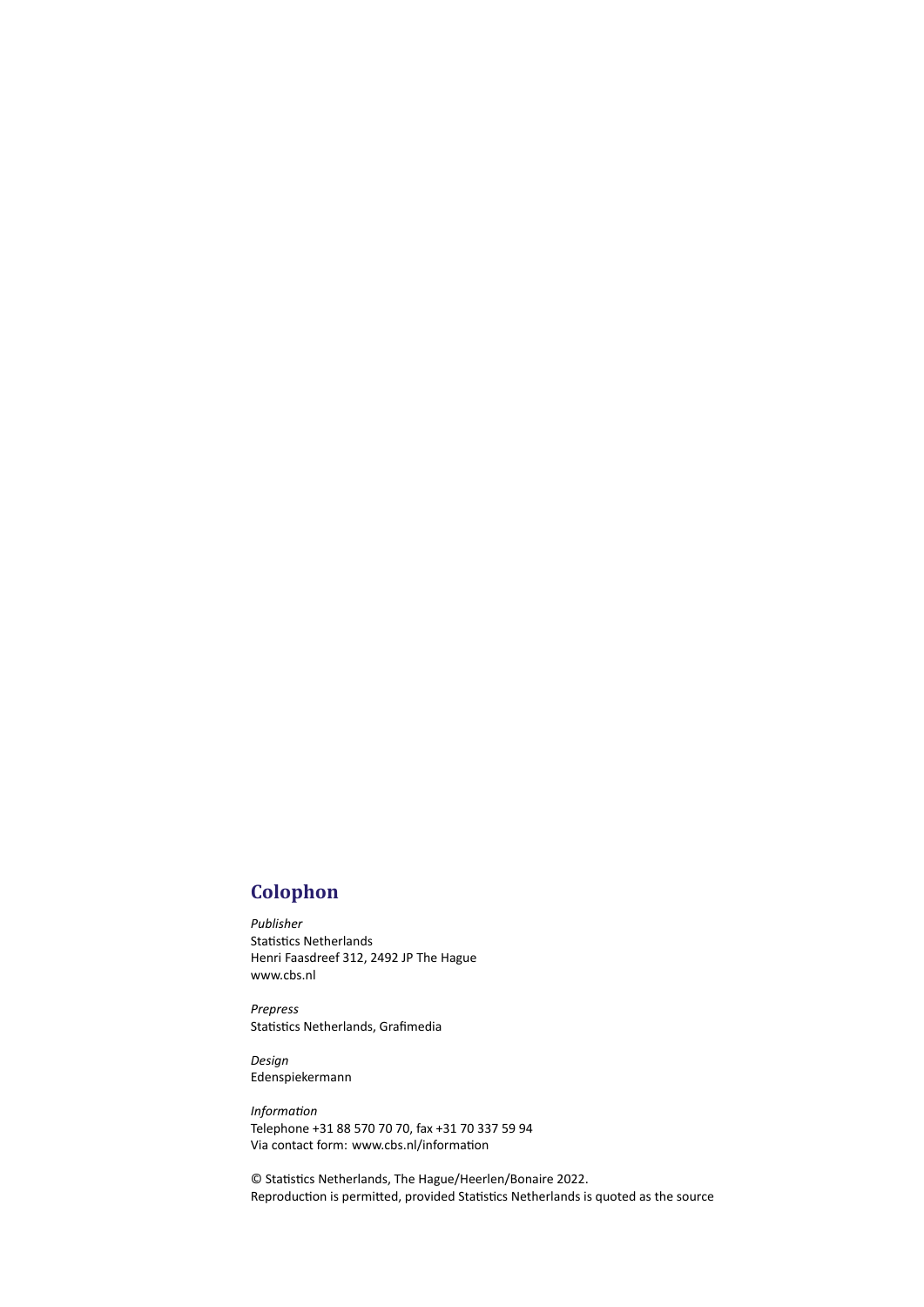## Colophon

*Publisher*
Statistics Netherlands
Henri Faasdreef 312, 2492 JP The Hague
www.cbs.nl

*Prepress*
Statistics Netherlands, Grafimedia

*Design*
Edenspiekermann

*Information*
Telephone +31 88 570 70 70, fax +31 70 337 59 94
Via contact form: www.cbs.nl/information

© Statistics Netherlands, The Hague/Heerlen/Bonaire 2022.
Reproduction is permitted, provided Statistics Netherlands is quoted as the source